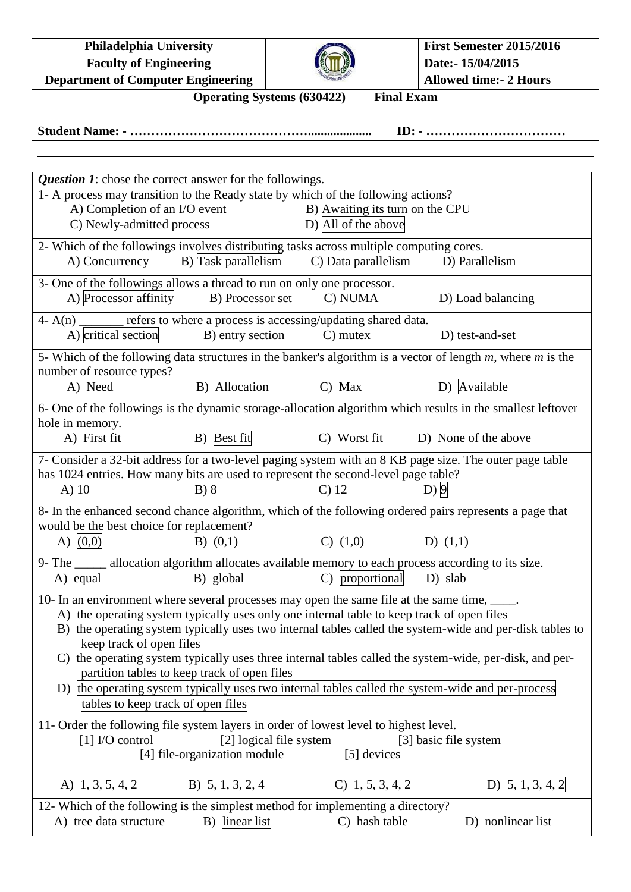| **Philadelphia University** | | **First Semester 2015/2016** |
|---|---|---|
| **Faculty of Engineering** | | **Date:- 15/04/2015** |
| **Department of Computer Engineering** | | **Allowed time:- 2 Hours** |

**Operating Systems (630422) Final Exam**

**Student Name: - ……………………………………................... ID: - ……………………………**

---

***Question 1***: chose the correct answer for the followings.

1- A process may transition to the Ready state by which of the following actions?
A) Completion of an I/O event
B) Awaiting its turn on the CPU
C) Newly-admitted process
D) All of the above

2- Which of the followings involves distributing tasks across multiple computing cores.
A) Concurrency
B) Task parallelism
C) Data parallelism
D) Parallelism

3- One of the followings allows a thread to run on only one processor.
A) Processor affinity
B) Processor set
C) NUMA
D) Load balancing

4- A(n) _______ refers to where a process is accessing/updating shared data.
A) critical section
B) entry section
C) mutex
D) test-and-set

5- Which of the following data structures in the banker's algorithm is a vector of length *m*, where *m* is the number of resource types?
A) Need
B) Allocation
C) Max
D) Available

6- One of the followings is the dynamic storage-allocation algorithm which results in the smallest leftover hole in memory.
A) First fit
B) Best fit
C) Worst fit
D) None of the above

7- Consider a 32-bit address for a two-level paging system with an 8 KB page size. The outer page table has 1024 entries. How many bits are used to represent the second-level page table?
A) 10
B) 8
C) 12
D) 9

8- In the enhanced second chance algorithm, which of the following ordered pairs represents a page that would be the best choice for replacement?
A) (0,0)
B) (0,1)
C) (1,0)
D) (1,1)

9- The _____ allocation algorithm allocates available memory to each process according to its size.
A) equal
B) global
C) proportional
D) slab

10- In an environment where several processes may open the same file at the same time, ____.
A) the operating system typically uses only one internal table to keep track of open files
B) the operating system typically uses two internal tables called the system-wide and per-disk tables to keep track of open files
C) the operating system typically uses three internal tables called the system-wide, per-disk, and per-partition tables to keep track of open files
D) the operating system typically uses two internal tables called the system-wide and per-process tables to keep track of open files

11- Order the following file system layers in order of lowest level to highest level.
[1] I/O control
[2] logical file system
[3] basic file system
[4] file-organization module
[5] devices

A) 1, 3, 5, 4, 2
B) 5, 1, 3, 2, 4
C) 1, 5, 3, 4, 2
D) 5, 1, 3, 4, 2

12- Which of the following is the simplest method for implementing a directory?
A) tree data structure
B) linear list
C) hash table
D) nonlinear list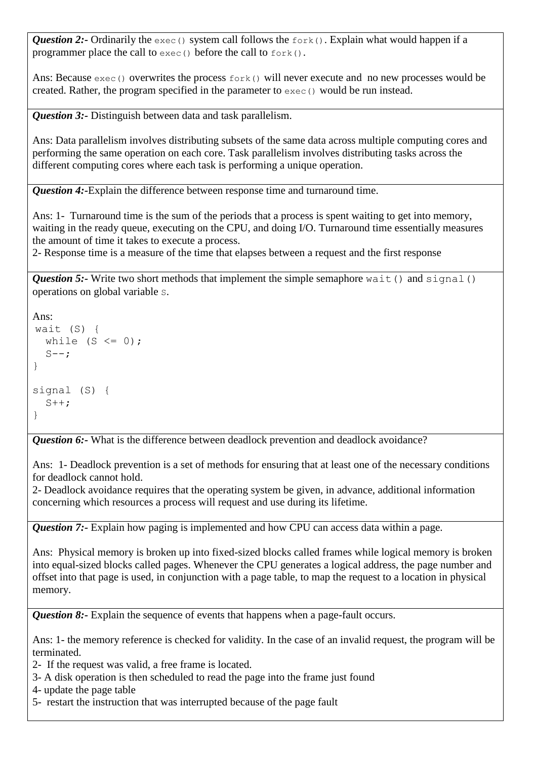***Question 2:-*** Ordinarily the `exec()` system call follows the `fork()`. Explain what would happen if a programmer place the call to `exec()` before the call to `fork()`.

Ans: Because `exec()` overwrites the process `fork()` will never execute and no new processes would be created. Rather, the program specified in the parameter to `exec()` would be run instead.

***Question 3:-*** Distinguish between data and task parallelism.

Ans: Data parallelism involves distributing subsets of the same data across multiple computing cores and performing the same operation on each core. Task parallelism involves distributing tasks across the different computing cores where each task is performing a unique operation.

***Question 4:-***Explain the difference between response time and turnaround time.

Ans: 1- Turnaround time is the sum of the periods that a process is spent waiting to get into memory, waiting in the ready queue, executing on the CPU, and doing I/O. Turnaround time essentially measures the amount of time it takes to execute a process.
2- Response time is a measure of the time that elapses between a request and the first response

***Question 5:-*** Write two short methods that implement the simple semaphore `wait()` and `signal()` operations on global variable `S`.

Ans:
```
wait (S) {
  while (S <= 0);
  S--;
}

signal (S) {
  S++;
}
```

***Question 6:-*** What is the difference between deadlock prevention and deadlock avoidance?

Ans: 1- Deadlock prevention is a set of methods for ensuring that at least one of the necessary conditions for deadlock cannot hold.
2- Deadlock avoidance requires that the operating system be given, in advance, additional information concerning which resources a process will request and use during its lifetime.

***Question 7:-*** Explain how paging is implemented and how CPU can access data within a page.

Ans: Physical memory is broken up into fixed-sized blocks called frames while logical memory is broken into equal-sized blocks called pages. Whenever the CPU generates a logical address, the page number and offset into that page is used, in conjunction with a page table, to map the request to a location in physical memory.

***Question 8:-*** Explain the sequence of events that happens when a page-fault occurs.

Ans: 1- the memory reference is checked for validity. In the case of an invalid request, the program will be terminated.
2- If the request was valid, a free frame is located.
3- A disk operation is then scheduled to read the page into the frame just found
4- update the page table
5- restart the instruction that was interrupted because of the page fault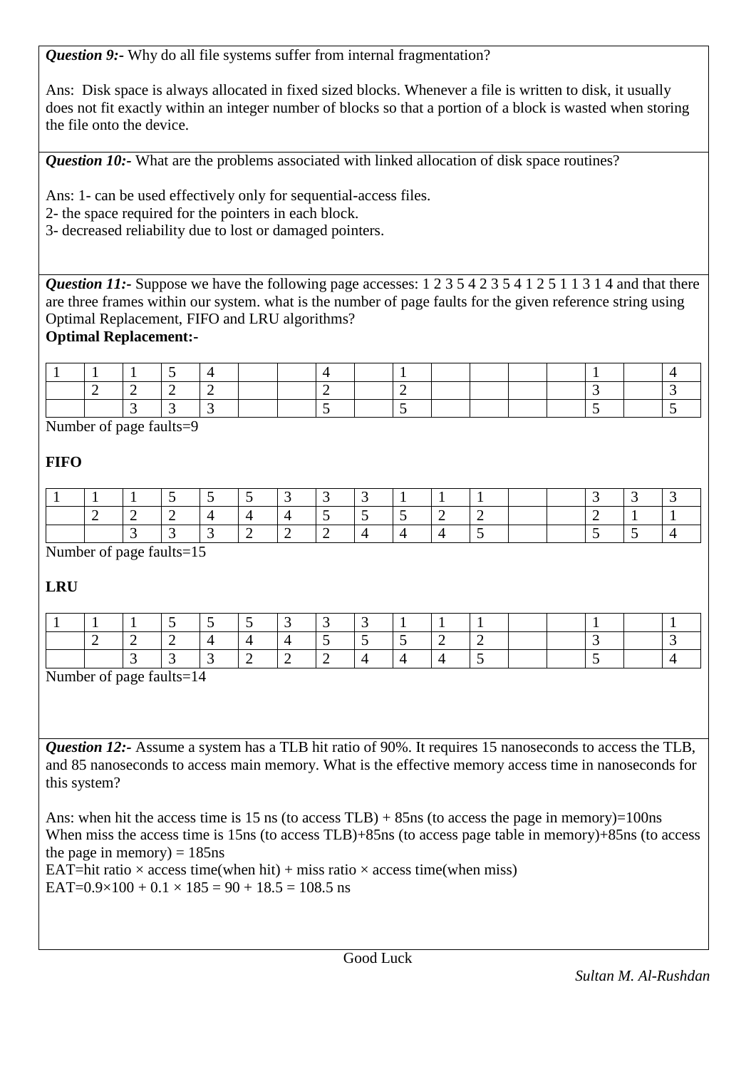***Question 9:-*** Why do all file systems suffer from internal fragmentation?

Ans: Disk space is always allocated in fixed sized blocks. Whenever a file is written to disk, it usually does not fit exactly within an integer number of blocks so that a portion of a block is wasted when storing the file onto the device.

***Question 10:-*** What are the problems associated with linked allocation of disk space routines?

Ans: 1- can be used effectively only for sequential-access files.
2- the space required for the pointers in each block.
3- decreased reliability due to lost or damaged pointers.

***Question 11:-*** Suppose we have the following page accesses: 1 2 3 5 4 2 3 5 4 1 2 5 1 1 3 1 4 and that there are three frames within our system. what is the number of page faults for the given reference string using Optimal Replacement, FIFO and LRU algorithms?

**Optimal Replacement:-**

| | | | | | | | | | | | | | | | | |
|---|---|---|---|---|---|---|---|---|---|---|---|---|---|---|---|---|
| 1 | 1 | 1 | 5 | 4 | | | 4 | | 1 | | | | | 1 | | 4 |
| | 2 | 2 | 2 | 2 | | | 2 | | 2 | | | | | 3 | | 3 |
| | | 3 | 3 | 3 | | | 5 | | 5 | | | | | 5 | | 5 |

Number of page faults=9

**FIFO**

| | | | | | | | | | | | | | | | | |
|---|---|---|---|---|---|---|---|---|---|---|---|---|---|---|---|---|
| 1 | 1 | 1 | 5 | 5 | 5 | 3 | 3 | 3 | 1 | 1 | 1 | | | 3 | 3 | 3 |
| | 2 | 2 | 2 | 4 | 4 | 4 | 5 | 5 | 5 | 2 | 2 | | | 2 | 1 | 1 |
| | | 3 | 3 | 3 | 2 | 2 | 2 | 4 | 4 | 4 | 5 | | | 5 | 5 | 4 |

Number of page faults=15

**LRU**

| | | | | | | | | | | | | | | | | |
|---|---|---|---|---|---|---|---|---|---|---|---|---|---|---|---|---|
| 1 | 1 | 1 | 5 | 5 | 5 | 3 | 3 | 3 | 1 | 1 | 1 | | | 1 | | 1 |
| | 2 | 2 | 2 | 4 | 4 | 4 | 5 | 5 | 5 | 2 | 2 | | | 3 | | 3 |
| | | 3 | 3 | 3 | 2 | 2 | 2 | 4 | 4 | 4 | 5 | | | 5 | | 4 |

Number of page faults=14

***Question 12:-*** Assume a system has a TLB hit ratio of 90%. It requires 15 nanoseconds to access the TLB, and 85 nanoseconds to access main memory. What is the effective memory access time in nanoseconds for this system?

Ans: when hit the access time is 15 ns (to access TLB) + 85ns (to access the page in memory)=100ns
When miss the access time is 15ns (to access TLB)+85ns (to access page table in memory)+85ns (to access the page in memory) = 185ns
EAT=hit ratio × access time(when hit) + miss ratio × access time(when miss)
EAT=0.9×100 + 0.1 × 185 = 90 + 18.5 = 108.5 ns

Good Luck

*Sultan M. Al-Rushdan*